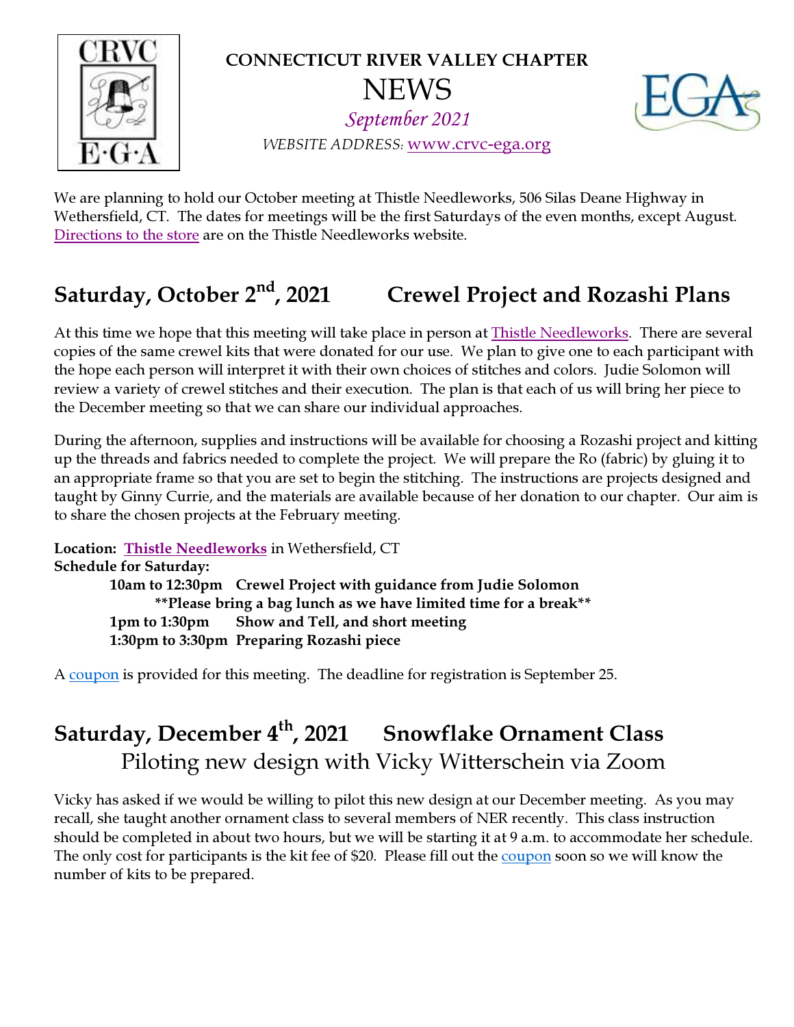**CONNECTICUT RIVER VALLEY CHAPTER**

# NEWS

*September 2021*

*WEBSITE ADDRESS:* [www.crvc-ega.org](www.crvc-ega.org)

We are planning to hold our October meeting at Thistle Needleworks, 506 Silas Deane Highway in Wethersfield, CT. The dates for meetings will be the first Saturdays of the even months, except August. Directions to the store are on the Thistle Needleworks website.

## Saturday, October 2nd, 2021 Crewel Project and Rozashi Plans

At this time we hope that this meeting will take place in person at Thistle Needleworks. There are several copies of the same crewel kits that were donated for our use. We plan to give one to each participant with the hope each person will interpret it with their own choices of stitches and colors. Judie Solomon will review a variety of crewel stitches and their execution. The plan is that each of us will bring her piece to the December meeting so that we can share our individual approaches.

During the afternoon, supplies and instructions will be available for choosing a Rozashi project and kitting up the threads and fabrics needed to complete the project. We will prepare the Ro (fabric) by gluing it to an appropriate frame so that you are set to begin the stitching. The instructions are projects designed and taught by Ginny Currie, and the materials are available because of her donation to our chapter. Our aim is to share the chosen projects at the February meeting.

**Location: Thistle Needleworks** in Wethersfield, CT
**Schedule for Saturday:**

**10am to 12:30pm Crewel Project with guidance from Judie Solomon**
**\*\*Please bring a bag lunch as we have limited time for a break\*\***
**1pm to 1:30pm Show and Tell, and short meeting**
**1:30pm to 3:30pm Preparing Rozashi piece**

A coupon is provided for this meeting. The deadline for registration is September 25.

## Saturday, December 4th, 2021 Snowflake Ornament Class

### Piloting new design with Vicky Witterschein via Zoom

Vicky has asked if we would be willing to pilot this new design at our December meeting. As you may recall, she taught another ornament class to several members of NER recently. This class instruction should be completed in about two hours, but we will be starting it at 9 a.m. to accommodate her schedule. The only cost for participants is the kit fee of $20. Please fill out the coupon soon so we will know the number of kits to be prepared.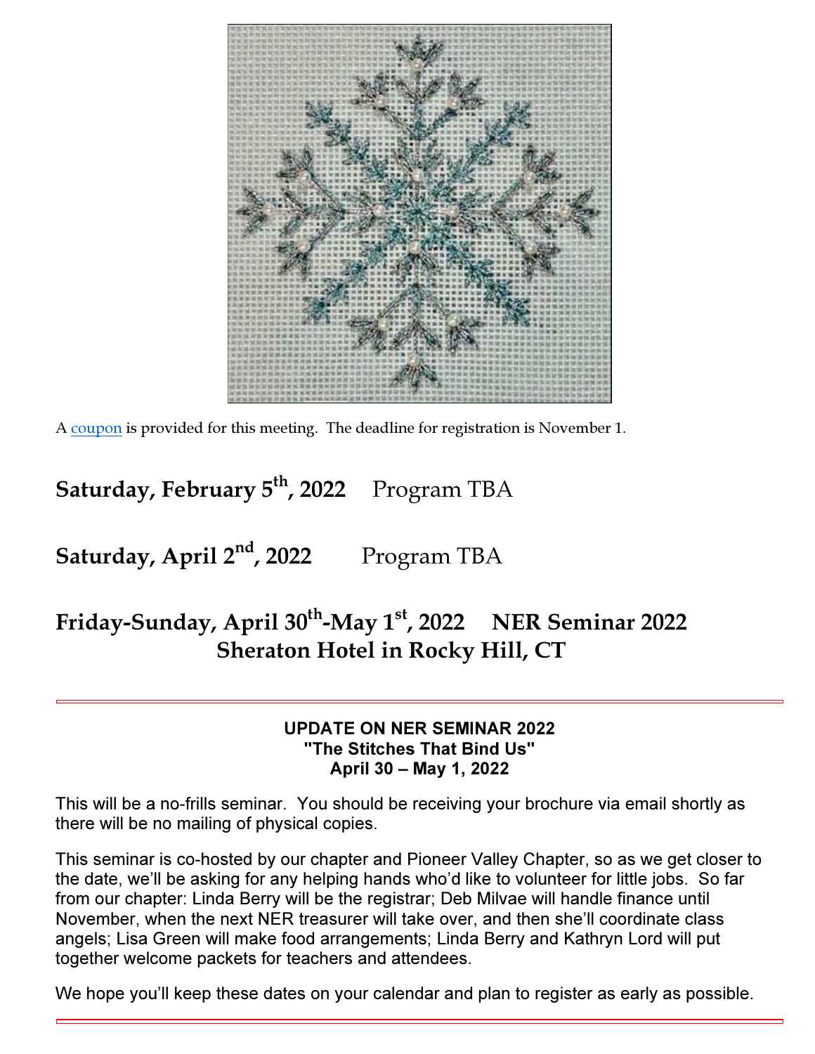A [coupon] is provided for this meeting. The deadline for registration is November 1.

**Saturday, February 5th, 2022** Program TBA

**Saturday, April 2nd, 2022** Program TBA

**Friday-Sunday, April 30th-May 1st, 2022** **NER Seminar 2022**
**Sheraton Hotel in Rocky Hill, CT**

---

**UPDATE ON NER SEMINAR 2022**
**"The Stitches That Bind Us"**
**April 30 – May 1, 2022**

This will be a no-frills seminar. You should be receiving your brochure via email shortly as there will be no mailing of physical copies.

This seminar is co-hosted by our chapter and Pioneer Valley Chapter, so as we get closer to the date, we'll be asking for any helping hands who'd like to volunteer for little jobs. So far from our chapter: Linda Berry will be the registrar; Deb Milvae will handle finance until November, when the next NER treasurer will take over, and then she'll coordinate class angels; Lisa Green will make food arrangements; Linda Berry and Kathryn Lord will put together welcome packets for teachers and attendees.

We hope you'll keep these dates on your calendar and plan to register as early as possible.

---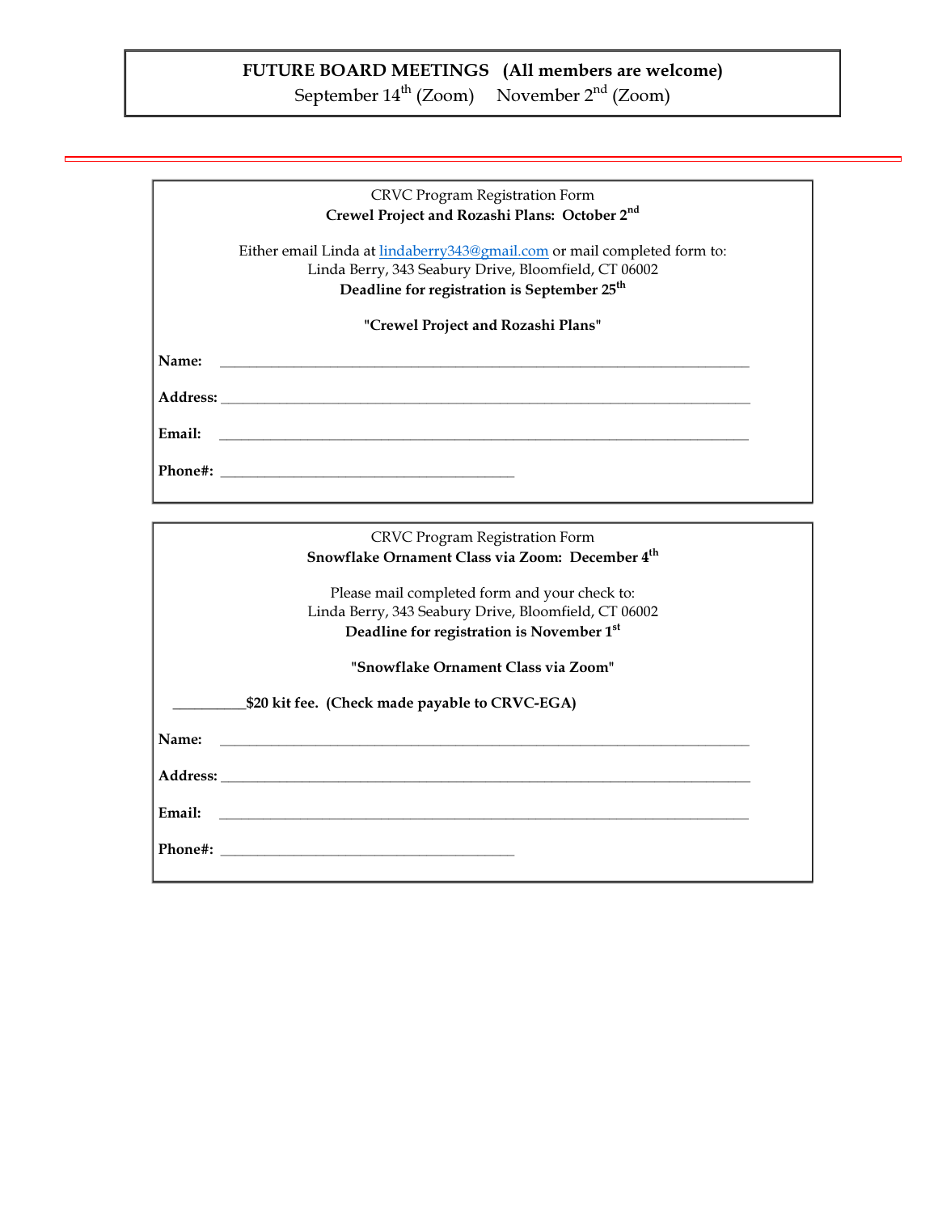**FUTURE BOARD MEETINGS (All members are welcome)**

September 14th (Zoom)  November 2nd (Zoom)

---

CRVC Program Registration Form

**Crewel Project and Rozashi Plans: October 2nd**

Either email Linda at lindaberry343@gmail.com or mail completed form to:
Linda Berry, 343 Seabury Drive, Bloomfield, CT 06002

**Deadline for registration is September 25th**

**"Crewel Project and Rozashi Plans"**

**Name:** ______________________________________________

**Address:** ______________________________________________

**Email:** ______________________________________________

**Phone#:** ______________________________

---

CRVC Program Registration Form

**Snowflake Ornament Class via Zoom: December 4th**

Please mail completed form and your check to:
Linda Berry, 343 Seabury Drive, Bloomfield, CT 06002

**Deadline for registration is November 1st**

**"Snowflake Ornament Class via Zoom"**

__________**$20 kit fee. (Check made payable to CRVC-EGA)**

**Name:** ______________________________________________

**Address:** ______________________________________________

**Email:** ______________________________________________

**Phone#:** ______________________________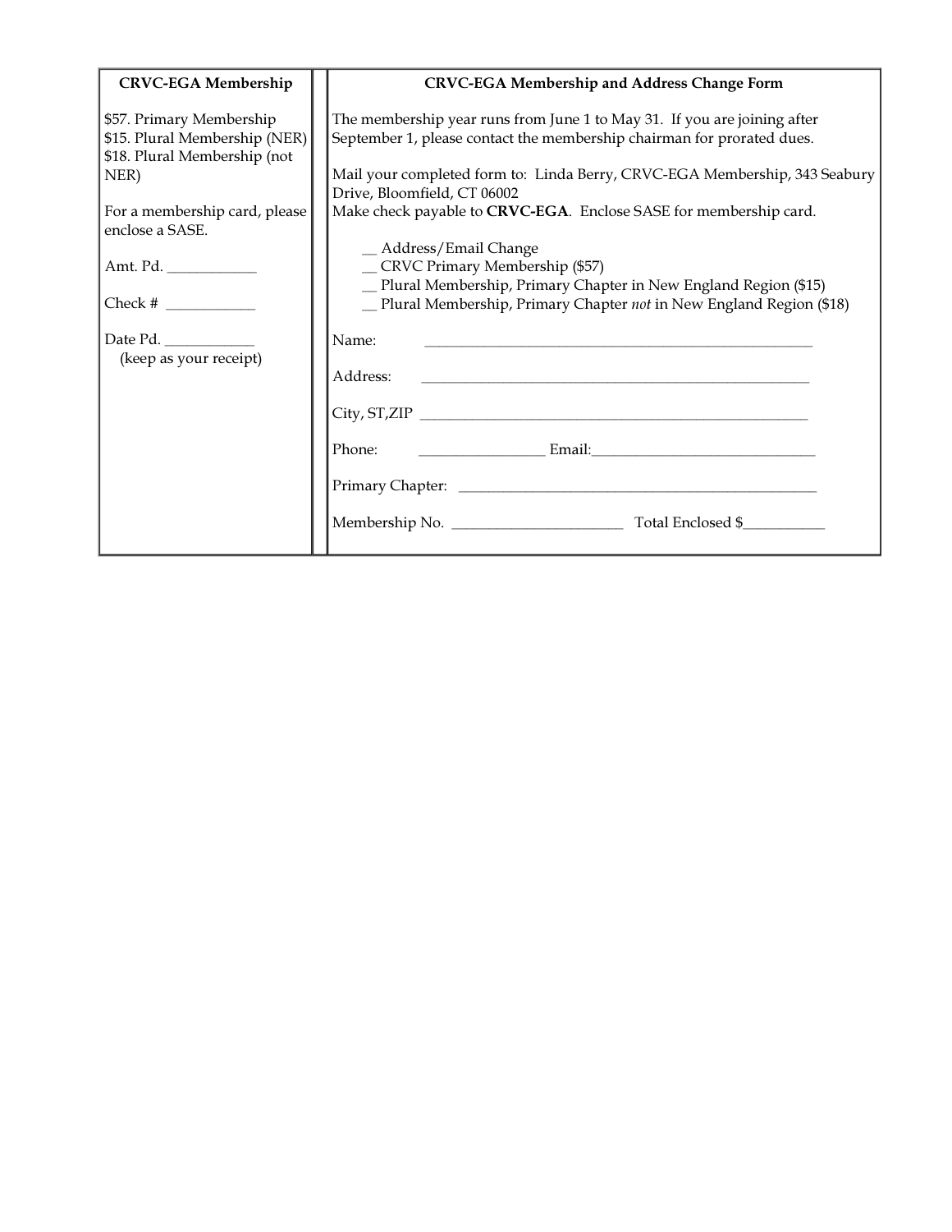**CRVC-EGA Membership**

$57. Primary Membership
$15. Plural Membership (NER)
$18. Plural Membership (not NER)

For a membership card, please enclose a SASE.

Amt. Pd. ___________

Check # ___________

Date Pd. ___________
(keep as your receipt)

**CRVC-EGA Membership and Address Change Form**

The membership year runs from June 1 to May 31. If you are joining after September 1, please contact the membership chairman for prorated dues.

Mail your completed form to: Linda Berry, CRVC-EGA Membership, 343 Seabury Drive, Bloomfield, CT 06002
Make check payable to **CRVC-EGA**. Enclose SASE for membership card.

__ Address/Email Change
__ CRVC Primary Membership ($57)
__ Plural Membership, Primary Chapter in New England Region ($15)
__ Plural Membership, Primary Chapter *not* in New England Region ($18)

Name: ____________________________________________________

Address: ____________________________________________________

City, ST,ZIP ____________________________________________________

Phone: ________________ Email:______________________________

Primary Chapter: ________________________________________________

Membership No. ______________________ Total Enclosed $__________